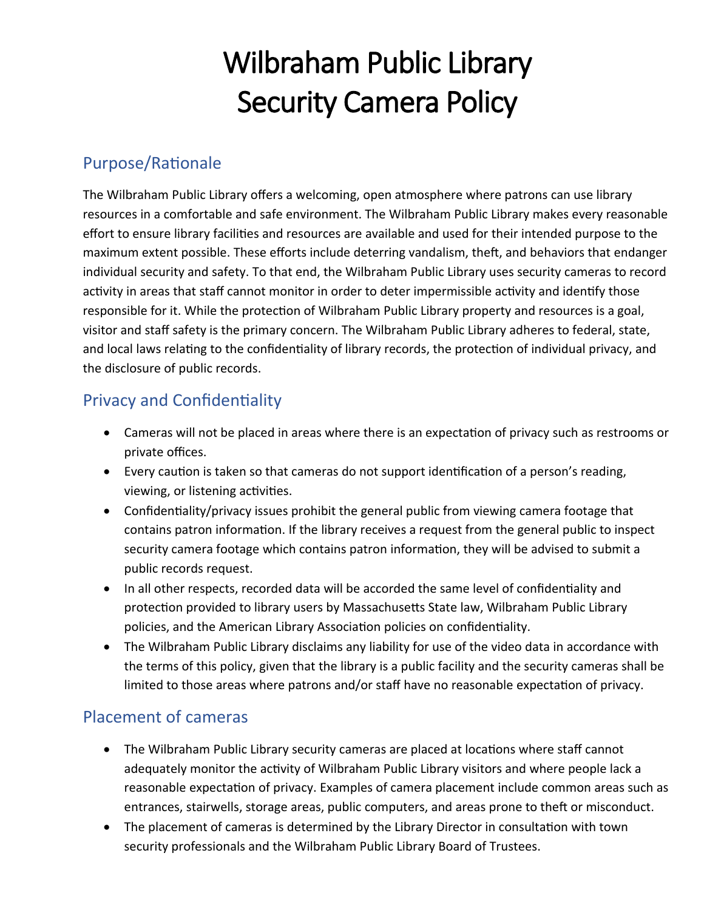# Wilbraham Public Library Security Camera Policy

## Purpose/Rationale

The Wilbraham Public Library offers a welcoming, open atmosphere where patrons can use library resources in a comfortable and safe environment. The Wilbraham Public Library makes every reasonable effort to ensure library facilities and resources are available and used for their intended purpose to the maximum extent possible. These efforts include deterring vandalism, theft, and behaviors that endanger individual security and safety. To that end, the Wilbraham Public Library uses security cameras to record activity in areas that staff cannot monitor in order to deter impermissible activity and identify those responsible for it. While the protection of Wilbraham Public Library property and resources is a goal, visitor and staff safety is the primary concern. The Wilbraham Public Library adheres to federal, state, and local laws relating to the confidentiality of library records, the protection of individual privacy, and the disclosure of public records.

## Privacy and Confidentiality

- Cameras will not be placed in areas where there is an expectation of privacy such as restrooms or private offices.
- Every caution is taken so that cameras do not support identification of a person's reading, viewing, or listening activities.
- Confidentiality/privacy issues prohibit the general public from viewing camera footage that contains patron information. If the library receives a request from the general public to inspect security camera footage which contains patron information, they will be advised to submit a public records request.
- In all other respects, recorded data will be accorded the same level of confidentiality and protection provided to library users by Massachusetts State law, Wilbraham Public Library policies, and the American Library Association policies on confidentiality.
- The Wilbraham Public Library disclaims any liability for use of the video data in accordance with the terms of this policy, given that the library is a public facility and the security cameras shall be limited to those areas where patrons and/or staff have no reasonable expectation of privacy.

## Placement of cameras

- The Wilbraham Public Library security cameras are placed at locations where staff cannot adequately monitor the activity of Wilbraham Public Library visitors and where people lack a reasonable expectation of privacy. Examples of camera placement include common areas such as entrances, stairwells, storage areas, public computers, and areas prone to theft or misconduct.
- The placement of cameras is determined by the Library Director in consultation with town security professionals and the Wilbraham Public Library Board of Trustees.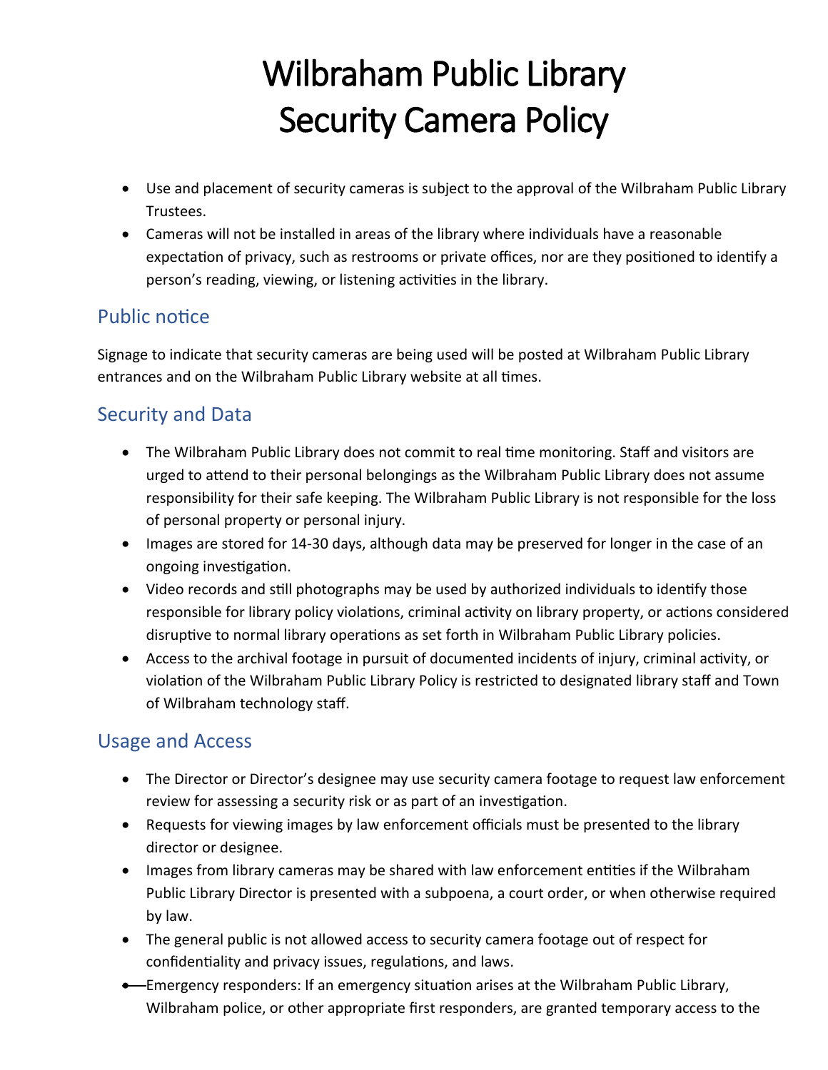# Wilbraham Public Library Security Camera Policy

- Use and placement of security cameras is subject to the approval of the Wilbraham Public Library Trustees.
- Cameras will not be installed in areas of the library where individuals have a reasonable expectation of privacy, such as restrooms or private offices, nor are they positioned to identify a person's reading, viewing, or listening activities in the library.

## Public notice

Signage to indicate that security cameras are being used will be posted at Wilbraham Public Library entrances and on the Wilbraham Public Library website at all times.

## Security and Data

- The Wilbraham Public Library does not commit to real time monitoring. Staff and visitors are urged to attend to their personal belongings as the Wilbraham Public Library does not assume responsibility for their safe keeping. The Wilbraham Public Library is not responsible for the loss of personal property or personal injury.
- Images are stored for 14-30 days, although data may be preserved for longer in the case of an ongoing investigation.
- Video records and still photographs may be used by authorized individuals to identify those responsible for library policy violations, criminal activity on library property, or actions considered disruptive to normal library operations as set forth in Wilbraham Public Library policies.
- Access to the archival footage in pursuit of documented incidents of injury, criminal activity, or violation of the Wilbraham Public Library Policy is restricted to designated library staff and Town of Wilbraham technology staff.

## Usage and Access

- The Director or Director's designee may use security camera footage to request law enforcement review for assessing a security risk or as part of an investigation.
- Requests for viewing images by law enforcement officials must be presented to the library director or designee.
- Images from library cameras may be shared with law enforcement entities if the Wilbraham Public Library Director is presented with a subpoena, a court order, or when otherwise required by law.
- The general public is not allowed access to security camera footage out of respect for confidentiality and privacy issues, regulations, and laws.
- Emergency responders: If an emergency situation arises at the Wilbraham Public Library, Wilbraham police, or other appropriate first responders, are granted temporary access to the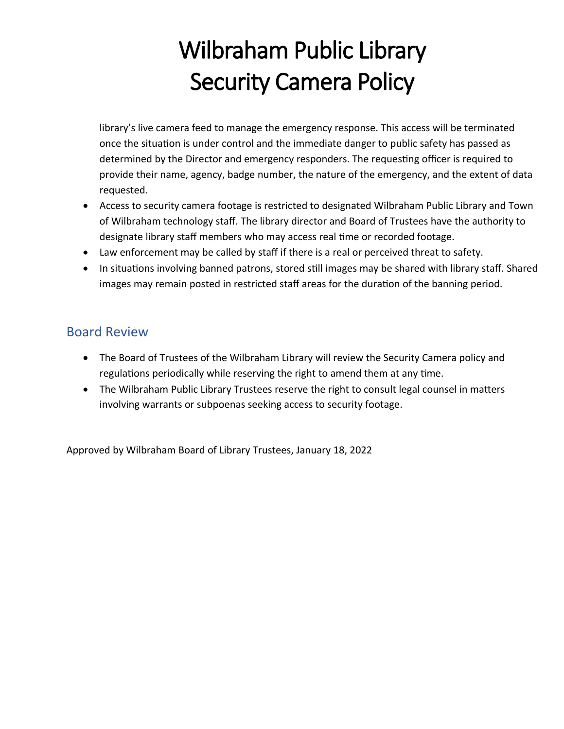library's live camera feed to manage the emergency response. This access will be terminated once the situation is under control and the immediate danger to public safety has passed as determined by the Director and emergency responders. The requesting officer is required to provide their name, agency, badge number, the nature of the emergency, and the extent of data requested.

- Access to security camera footage is restricted to designated Wilbraham Public Library and Town of Wilbraham technology staff. The library director and Board of Trustees have the authority to designate library staff members who may access real time or recorded footage.
- Law enforcement may be called by staff if there is a real or perceived threat to safety.
- In situations involving banned patrons, stored still images may be shared with library staff. Shared images may remain posted in restricted staff areas for the duration of the banning period.

## Board Review

- The Board of Trustees of the Wilbraham Library will review the Security Camera policy and regulations periodically while reserving the right to amend them at any time.
- The Wilbraham Public Library Trustees reserve the right to consult legal counsel in matters involving warrants or subpoenas seeking access to security footage.

Approved by Wilbraham Board of Library Trustees, January 18, 2022